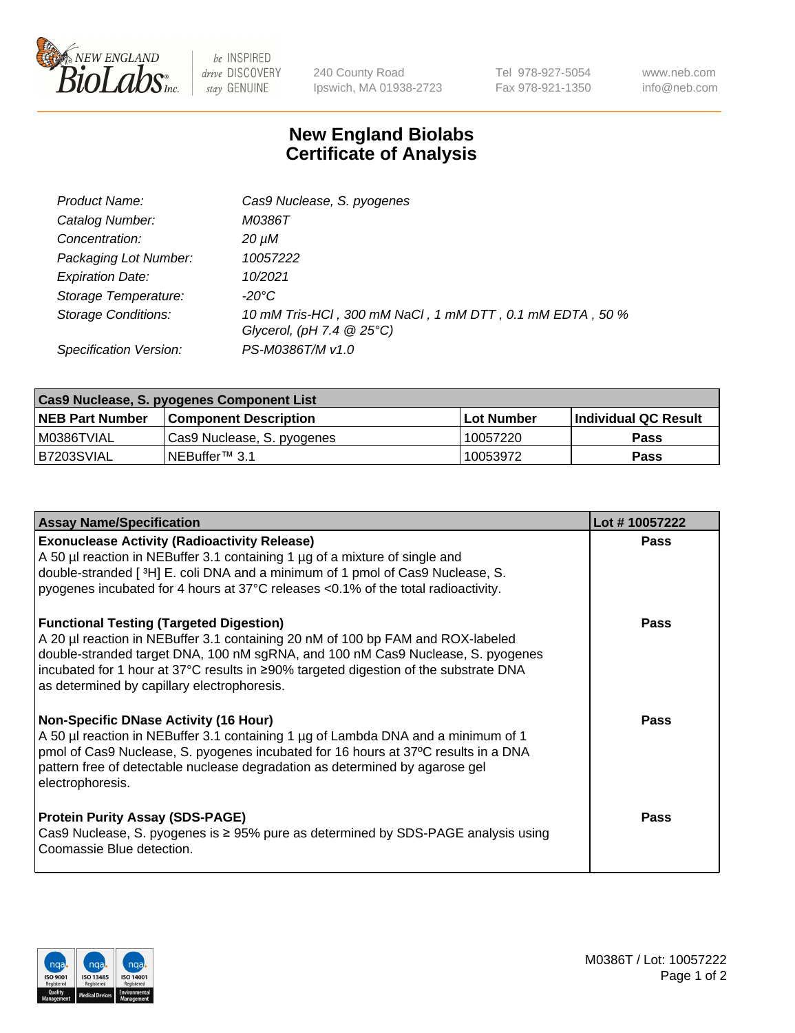New England BioLabs Inc. — be INSPIRED drive DISCOVERY stay GENUINE

240 County Road Ipswich, MA 01938-2723 | Tel 978-927-5054 Fax 978-921-1350 | www.neb.com info@neb.com

# New England Biolabs Certificate of Analysis

| | |
|---|---|
| *Product Name:* | *Cas9 Nuclease, S. pyogenes* |
| *Catalog Number:* | *M0386T* |
| *Concentration:* | *20 µM* |
| *Packaging Lot Number:* | *10057222* |
| *Expiration Date:* | *10/2021* |
| *Storage Temperature:* | *-20°C* |
| *Storage Conditions:* | *10 mM Tris-HCl , 300 mM NaCl , 1 mM DTT , 0.1 mM EDTA , 50 % Glycerol, (pH 7.4 @ 25°C)* |
| *Specification Version:* | *PS-M0386T/M v1.0* |

| Cas9 Nuclease, S. pyogenes Component List | | | |
|---|---|---|---|
| **NEB Part Number** | **Component Description** | **Lot Number** | **Individual QC Result** |
| M0386TVIAL | Cas9 Nuclease, S. pyogenes | 10057220 | **Pass** |
| B7203SVIAL | NEBuffer™ 3.1 | 10053972 | **Pass** |

| Assay Name/Specification | Lot # 10057222 |
|---|---|
| **Exonuclease Activity (Radioactivity Release)**<br>A 50 µl reaction in NEBuffer 3.1 containing 1 µg of a mixture of single and double-stranded [ $^3$H] E. coli DNA and a minimum of 1 pmol of Cas9 Nuclease, S. pyogenes incubated for 4 hours at 37°C releases <0.1% of the total radioactivity. | **Pass** |
| **Functional Testing (Targeted Digestion)**<br>A 20 µl reaction in NEBuffer 3.1 containing 20 nM of 100 bp FAM and ROX-labeled double-stranded target DNA, 100 nM sgRNA, and 100 nM Cas9 Nuclease, S. pyogenes incubated for 1 hour at 37°C results in ≥90% targeted digestion of the substrate DNA as determined by capillary electrophoresis. | **Pass** |
| **Non-Specific DNase Activity (16 Hour)**<br>A 50 µl reaction in NEBuffer 3.1 containing 1 µg of Lambda DNA and a minimum of 1 pmol of Cas9 Nuclease, S. pyogenes incubated for 16 hours at 37ºC results in a DNA pattern free of detectable nuclease degradation as determined by agarose gel electrophoresis. | **Pass** |
| **Protein Purity Assay (SDS-PAGE)**<br>Cas9 Nuclease, S. pyogenes is ≥ 95% pure as determined by SDS-PAGE analysis using Coomassie Blue detection. | **Pass** |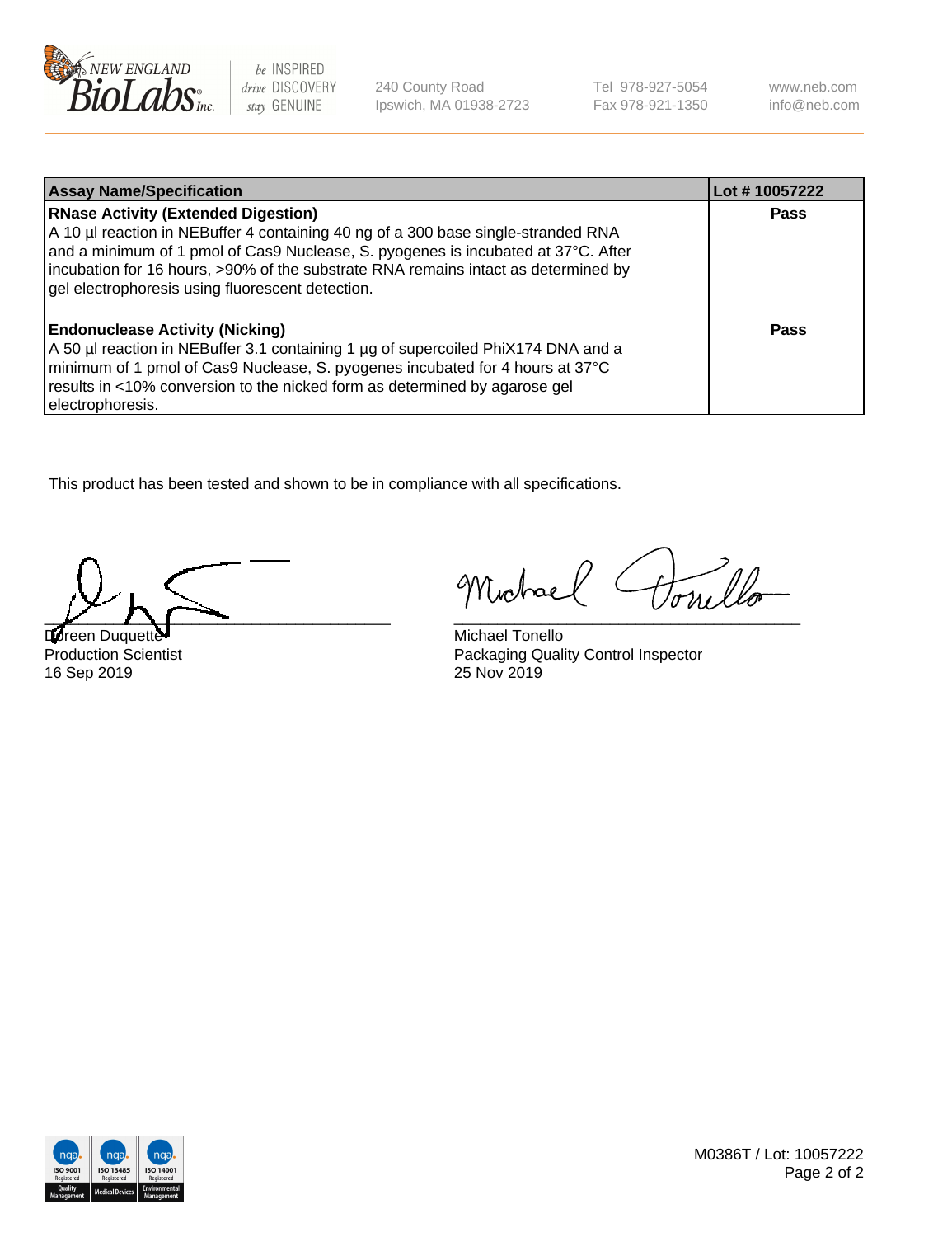| Assay Name/Specification | Lot # 10057222 |
|---|---|
| **RNase Activity (Extended Digestion)**<br>A 10 µl reaction in NEBuffer 4 containing 40 ng of a 300 base single-stranded RNA and a minimum of 1 pmol of Cas9 Nuclease, S. pyogenes is incubated at 37°C. After incubation for 16 hours, >90% of the substrate RNA remains intact as determined by gel electrophoresis using fluorescent detection. | Pass |
| **Endonuclease Activity (Nicking)**<br>A 50 µl reaction in NEBuffer 3.1 containing 1 µg of supercoiled PhiX174 DNA and a minimum of 1 pmol of Cas9 Nuclease, S. pyogenes incubated for 4 hours at 37°C results in <10% conversion to the nicked form as determined by agarose gel electrophoresis. | Pass |

This product has been tested and shown to be in compliance with all specifications.

Doreen Duquette
Production Scientist
16 Sep 2019

Michael Tonello
Packaging Quality Control Inspector
25 Nov 2019

M0386T / Lot: 10057222